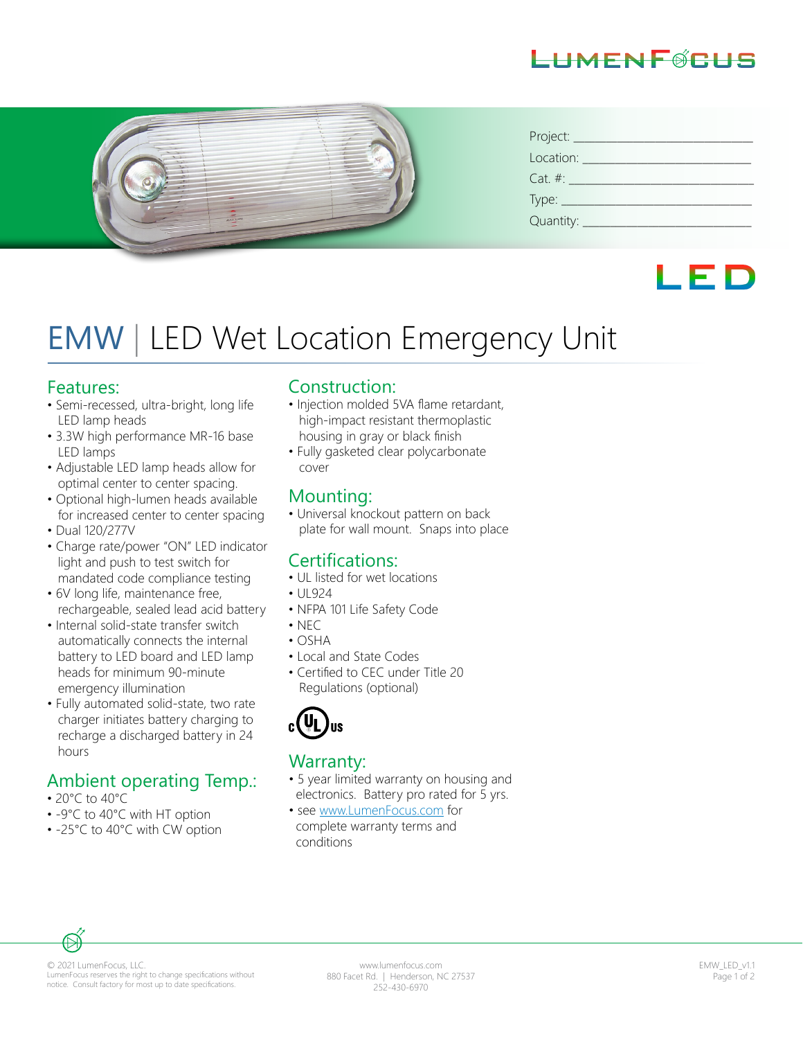LUMENFOCUS

Project: ___________________________

Location: __________________________

Cat. #: ____________________________

Type: _____________________________

Quantity: __________________________

LED

# EMW | LED Wet Location Emergency Unit

## Features:

- Semi-recessed, ultra-bright, long life LED lamp heads
- 3.3W high performance MR-16 base LED lamps
- Adjustable LED lamp heads allow for optimal center to center spacing.
- Optional high-lumen heads available for increased center to center spacing
- Dual 120/277V
- Charge rate/power "ON" LED indicator light and push to test switch for mandated code compliance testing
- 6V long life, maintenance free, rechargeable, sealed lead acid battery
- Internal solid-state transfer switch automatically connects the internal battery to LED board and LED lamp heads for minimum 90-minute emergency illumination
- Fully automated solid-state, two rate charger initiates battery charging to recharge a discharged battery in 24 hours

## Ambient operating Temp.:

- 20°C to 40°C
- -9°C to 40°C with HT option
- -25°C to 40°C with CW option

## Construction:

- Injection molded 5VA flame retardant, high-impact resistant thermoplastic housing in gray or black finish
- Fully gasketed clear polycarbonate cover

## Mounting:

- Universal knockout pattern on back plate for wall mount. Snaps into place

## Certifications:

- UL listed for wet locations
- UL924
- NFPA 101 Life Safety Code
- NEC
- OSHA
- Local and State Codes
- Certified to CEC under Title 20 Regulations (optional)

c UL us

## Warranty:

- 5 year limited warranty on housing and electronics. Battery pro rated for 5 yrs.
- see www.LumenFocus.com for complete warranty terms and conditions

© 2021 LumenFocus, LLC.
LumenFocus reserves the right to change specifications without notice. Consult factory for most up to date specifications.

www.lumenfocus.com
880 Facet Rd. | Henderson, NC 27537
252-430-6970

EMW_LED_v1.1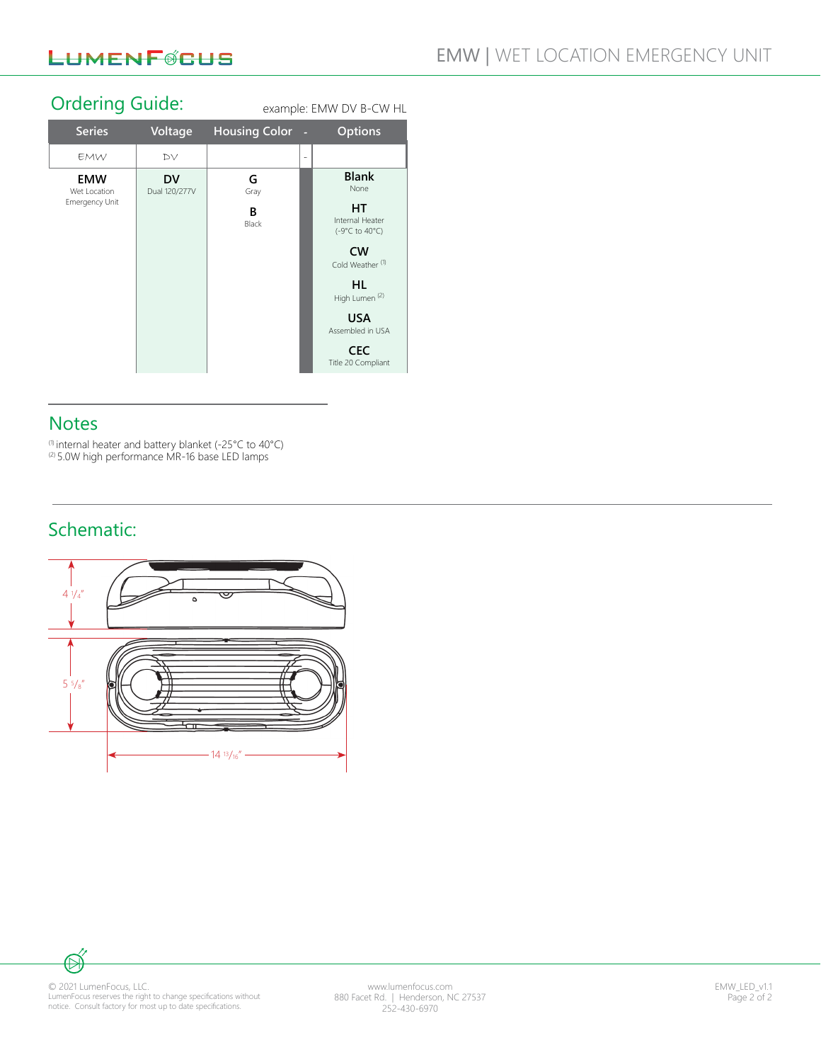## Ordering Guide:

example: EMW DV B-CW HL

| Series | Voltage | Housing Color | - | Options |
|---|---|---|---|---|
| EMW | DV | | - | |
| **EMW** Wet Location Emergency Unit | **DV** Dual 120/277V | **G** Gray | | **Blank** None |
| | | **B** Black | | **HT** Internal Heater (-9°C to 40°C) |
| | | | | **CW** Cold Weather [1] |
| | | | | **HL** High Lumen [2] |
| | | | | **USA** Assembled in USA |
| | | | | **CEC** Title 20 Compliant |

## Notes

[1] internal heater and battery blanket (-25°C to 40°C)
[2] 5.0W high performance MR-16 base LED lamps

## Schematic:

4 1/4"

5 5/8"

14 13/16"

© 2021 LumenFocus, LLC.
LumenFocus reserves the right to change specifications without notice. Consult factory for most up to date specifications.

www.lumenfocus.com
880 Facet Rd. | Henderson, NC 27537
252-430-6970

EMW_LED_v1.1